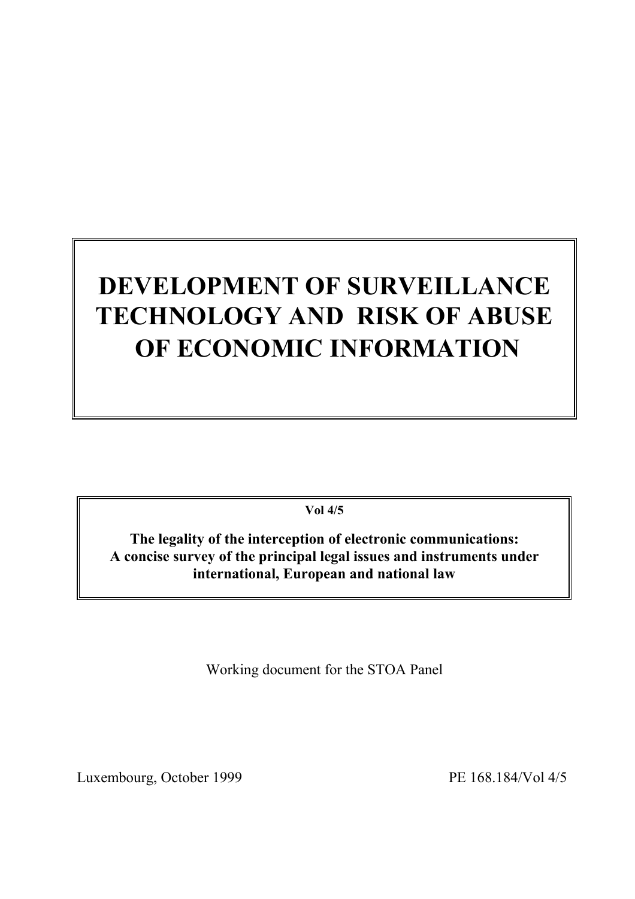# DEVELOPMENT OF SURVEILLANCE TECHNOLOGY AND RISK OF ABUSE OF ECONOMIC INFORMATION

**Vol 4/5**

**The legality of the interception of electronic communications: A concise survey of the principal legal issues and instruments under international, European and national law**

Working document for the STOA Panel

Luxembourg, October 1999

PE 168.184/Vol 4/5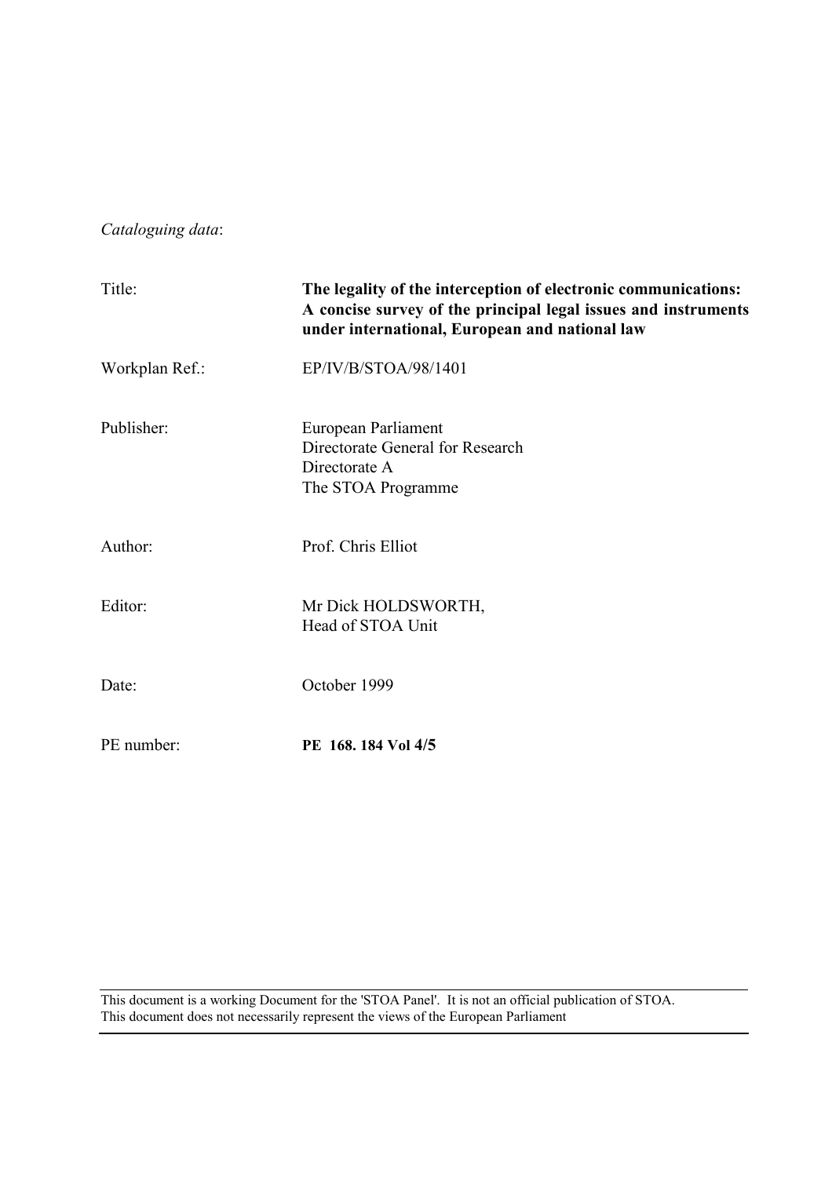*Cataloguing data*:

| | |
|---|---|
| Title: | **The legality of the interception of electronic communications: A concise survey of the principal legal issues and instruments under international, European and national law** |
| Workplan Ref.: | EP/IV/B/STOA/98/1401 |
| Publisher: | European Parliament<br>Directorate General for Research<br>Directorate A<br>The STOA Programme |
| Author: | Prof. Chris Elliot |
| Editor: | Mr Dick HOLDSWORTH,<br>Head of STOA Unit |
| Date: | October 1999 |
| PE number: | **PE 168. 184 Vol 4/5** |

---

This document is a working Document for the 'STOA Panel'. It is not an official publication of STOA.
This document does not necessarily represent the views of the European Parliament

---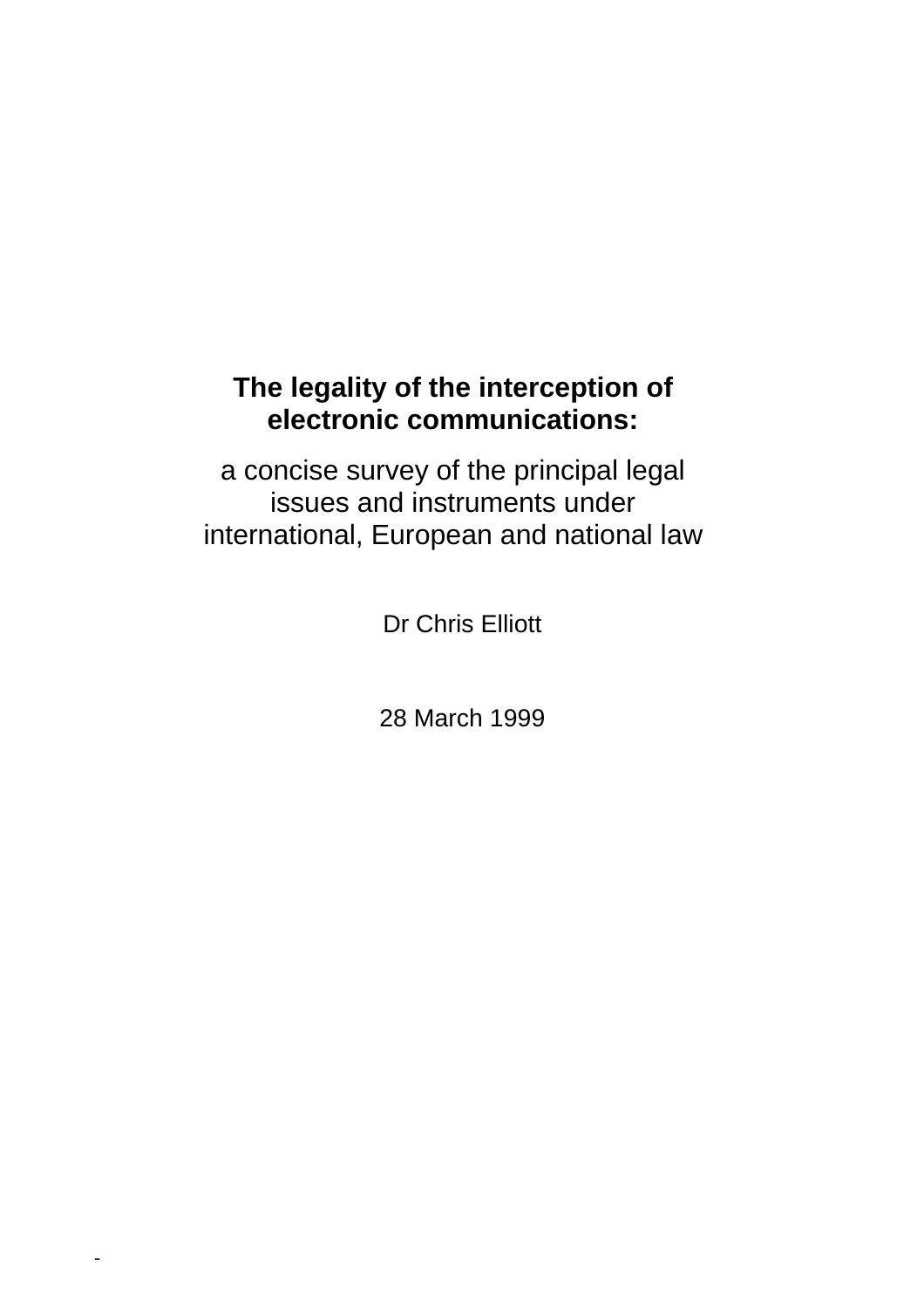# The legality of the interception of electronic communications:

a concise survey of the principal legal issues and instruments under international, European and national law

Dr Chris Elliott

28 March 1999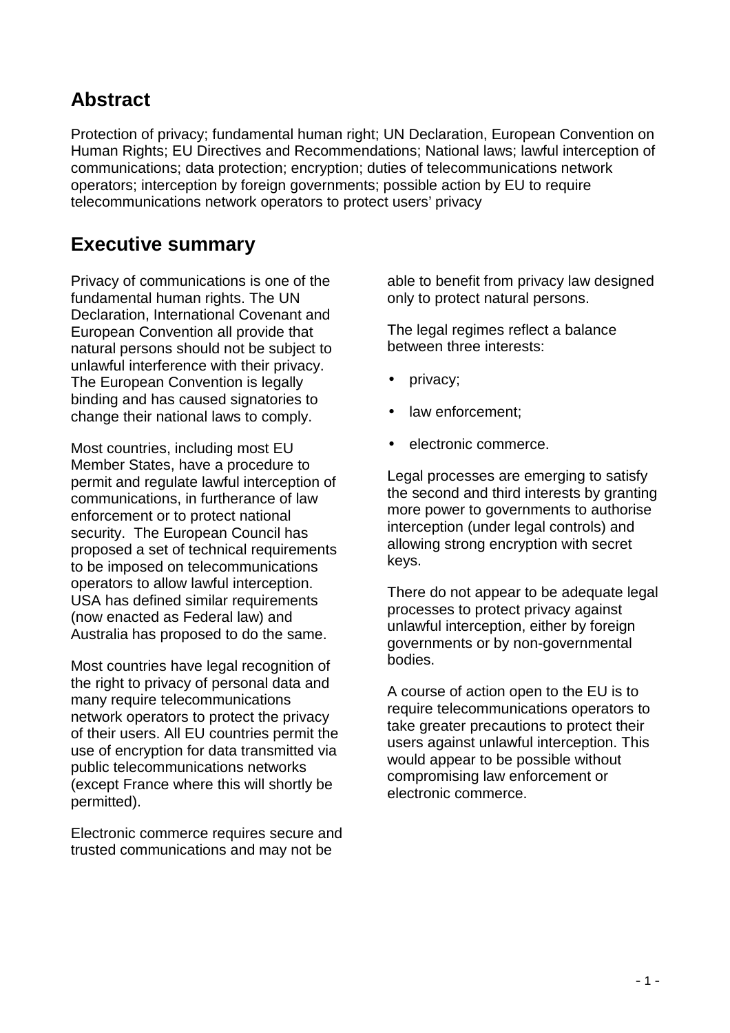## Abstract

Protection of privacy; fundamental human right; UN Declaration, European Convention on Human Rights; EU Directives and Recommendations; National laws; lawful interception of communications; data protection; encryption; duties of telecommunications network operators; interception by foreign governments; possible action by EU to require telecommunications network operators to protect users' privacy

## Executive summary

Privacy of communications is one of the fundamental human rights. The UN Declaration, International Covenant and European Convention all provide that natural persons should not be subject to unlawful interference with their privacy. The European Convention is legally binding and has caused signatories to change their national laws to comply.

Most countries, including most EU Member States, have a procedure to permit and regulate lawful interception of communications, in furtherance of law enforcement or to protect national security. The European Council has proposed a set of technical requirements to be imposed on telecommunications operators to allow lawful interception. USA has defined similar requirements (now enacted as Federal law) and Australia has proposed to do the same.

Most countries have legal recognition of the right to privacy of personal data and many require telecommunications network operators to protect the privacy of their users. All EU countries permit the use of encryption for data transmitted via public telecommunications networks (except France where this will shortly be permitted).

Electronic commerce requires secure and trusted communications and may not be able to benefit from privacy law designed only to protect natural persons.

The legal regimes reflect a balance between three interests:

- privacy;
- law enforcement;
- electronic commerce.

Legal processes are emerging to satisfy the second and third interests by granting more power to governments to authorise interception (under legal controls) and allowing strong encryption with secret keys.

There do not appear to be adequate legal processes to protect privacy against unlawful interception, either by foreign governments or by non-governmental bodies.

A course of action open to the EU is to require telecommunications operators to take greater precautions to protect their users against unlawful interception. This would appear to be possible without compromising law enforcement or electronic commerce.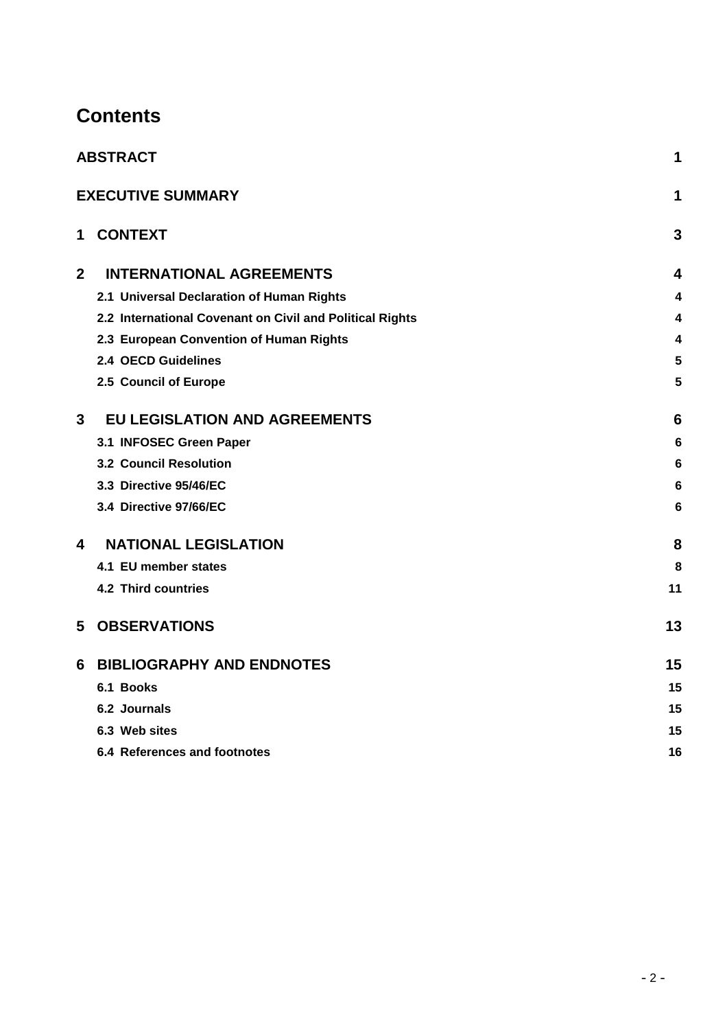# Contents

| | |
|---|---|
| **ABSTRACT** | **1** |
| **EXECUTIVE SUMMARY** | **1** |
| **1 CONTEXT** | **3** |
| **2 INTERNATIONAL AGREEMENTS** | **4** |
| 2.1 Universal Declaration of Human Rights | 4 |
| 2.2 International Covenant on Civil and Political Rights | 4 |
| 2.3 European Convention of Human Rights | 4 |
| 2.4 OECD Guidelines | 5 |
| 2.5 Council of Europe | 5 |
| **3 EU LEGISLATION AND AGREEMENTS** | **6** |
| 3.1 INFOSEC Green Paper | 6 |
| 3.2 Council Resolution | 6 |
| 3.3 Directive 95/46/EC | 6 |
| 3.4 Directive 97/66/EC | 6 |
| **4 NATIONAL LEGISLATION** | **8** |
| 4.1 EU member states | 8 |
| 4.2 Third countries | 11 |
| **5 OBSERVATIONS** | **13** |
| **6 BIBLIOGRAPHY AND ENDNOTES** | **15** |
| 6.1 Books | 15 |
| 6.2 Journals | 15 |
| 6.3 Web sites | 15 |
| 6.4 References and footnotes | 16 |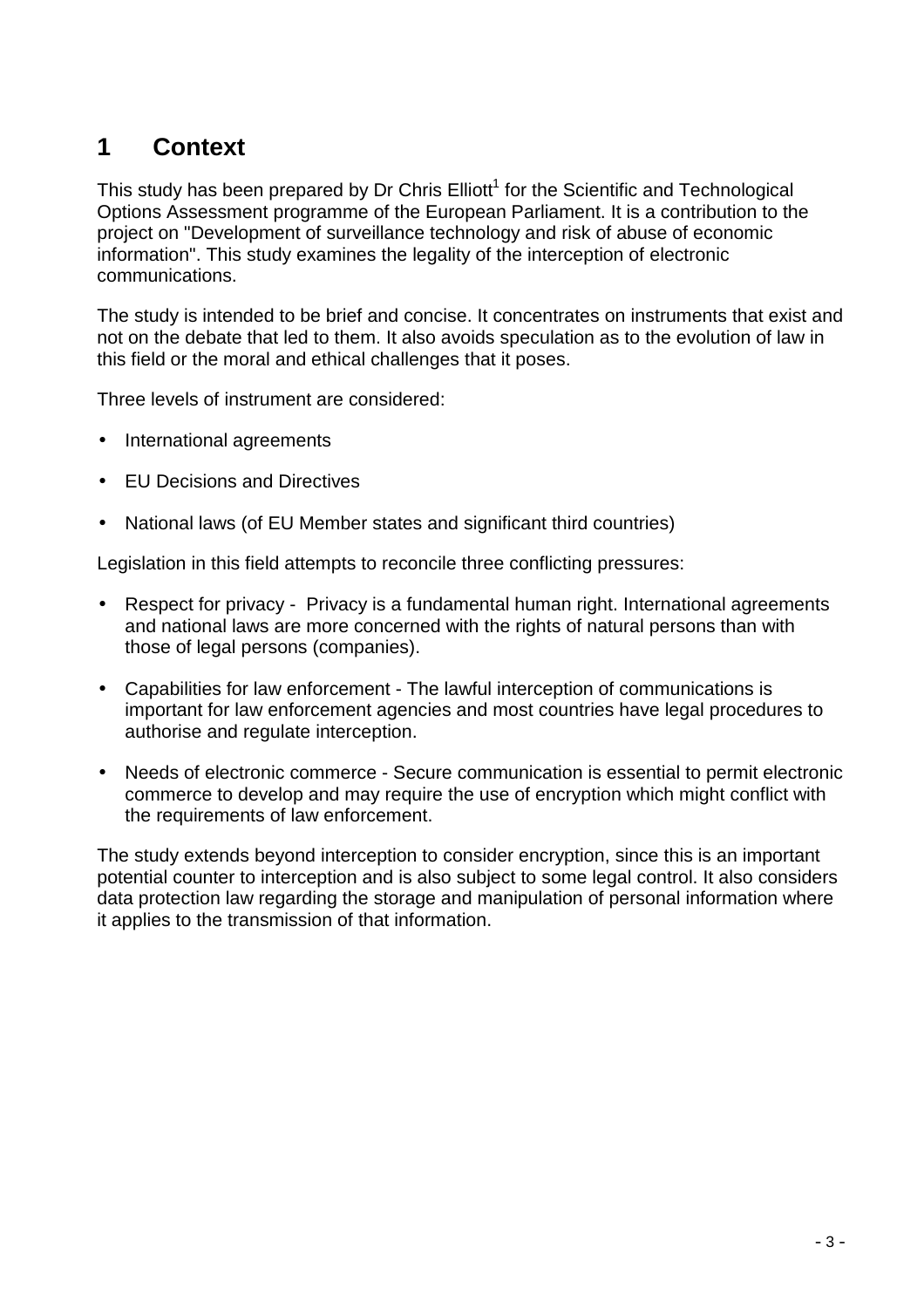# 1 Context

This study has been prepared by Dr Chris Elliott[1] for the Scientific and Technological Options Assessment programme of the European Parliament. It is a contribution to the project on "Development of surveillance technology and risk of abuse of economic information". This study examines the legality of the interception of electronic communications.

The study is intended to be brief and concise. It concentrates on instruments that exist and not on the debate that led to them. It also avoids speculation as to the evolution of law in this field or the moral and ethical challenges that it poses.

Three levels of instrument are considered:

- International agreements
- EU Decisions and Directives
- National laws (of EU Member states and significant third countries)

Legislation in this field attempts to reconcile three conflicting pressures:

- Respect for privacy - Privacy is a fundamental human right. International agreements and national laws are more concerned with the rights of natural persons than with those of legal persons (companies).
- Capabilities for law enforcement - The lawful interception of communications is important for law enforcement agencies and most countries have legal procedures to authorise and regulate interception.
- Needs of electronic commerce - Secure communication is essential to permit electronic commerce to develop and may require the use of encryption which might conflict with the requirements of law enforcement.

The study extends beyond interception to consider encryption, since this is an important potential counter to interception and is also subject to some legal control. It also considers data protection law regarding the storage and manipulation of personal information where it applies to the transmission of that information.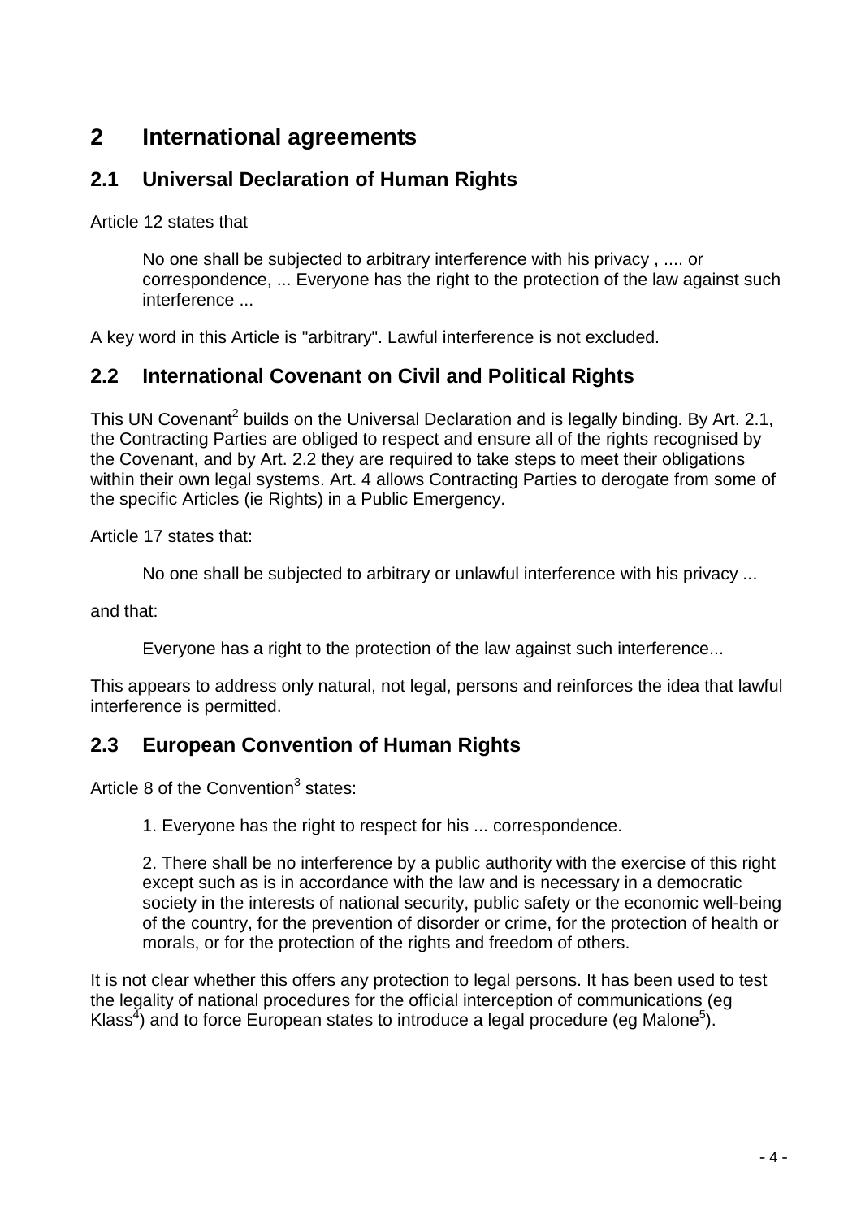# 2 International agreements

## 2.1 Universal Declaration of Human Rights

Article 12 states that

> No one shall be subjected to arbitrary interference with his privacy , .... or correspondence, ... Everyone has the right to the protection of the law against such interference ...

A key word in this Article is "arbitrary". Lawful interference is not excluded.

## 2.2 International Covenant on Civil and Political Rights

This UN Covenant[2] builds on the Universal Declaration and is legally binding. By Art. 2.1, the Contracting Parties are obliged to respect and ensure all of the rights recognised by the Covenant, and by Art. 2.2 they are required to take steps to meet their obligations within their own legal systems. Art. 4 allows Contracting Parties to derogate from some of the specific Articles (ie Rights) in a Public Emergency.

Article 17 states that:

> No one shall be subjected to arbitrary or unlawful interference with his privacy ...

and that:

> Everyone has a right to the protection of the law against such interference...

This appears to address only natural, not legal, persons and reinforces the idea that lawful interference is permitted.

## 2.3 European Convention of Human Rights

Article 8 of the Convention[3] states:

> 1. Everyone has the right to respect for his ... correspondence.
>
> 2. There shall be no interference by a public authority with the exercise of this right except such as is in accordance with the law and is necessary in a democratic society in the interests of national security, public safety or the economic well-being of the country, for the prevention of disorder or crime, for the protection of health or morals, or for the protection of the rights and freedom of others.

It is not clear whether this offers any protection to legal persons. It has been used to test the legality of national procedures for the official interception of communications (eg Klass[4]) and to force European states to introduce a legal procedure (eg Malone[5]).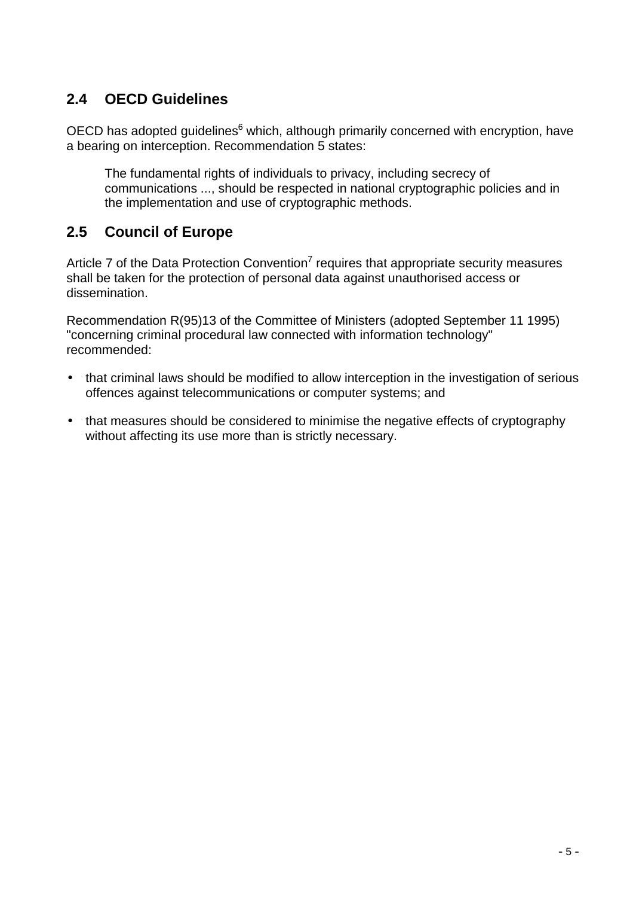## 2.4 OECD Guidelines

OECD has adopted guidelines[6] which, although primarily concerned with encryption, have a bearing on interception. Recommendation 5 states:

> The fundamental rights of individuals to privacy, including secrecy of communications ..., should be respected in national cryptographic policies and in the implementation and use of cryptographic methods.

## 2.5 Council of Europe

Article 7 of the Data Protection Convention[7] requires that appropriate security measures shall be taken for the protection of personal data against unauthorised access or dissemination.

Recommendation R(95)13 of the Committee of Ministers (adopted September 11 1995) "concerning criminal procedural law connected with information technology" recommended:

- that criminal laws should be modified to allow interception in the investigation of serious offences against telecommunications or computer systems; and
- that measures should be considered to minimise the negative effects of cryptography without affecting its use more than is strictly necessary.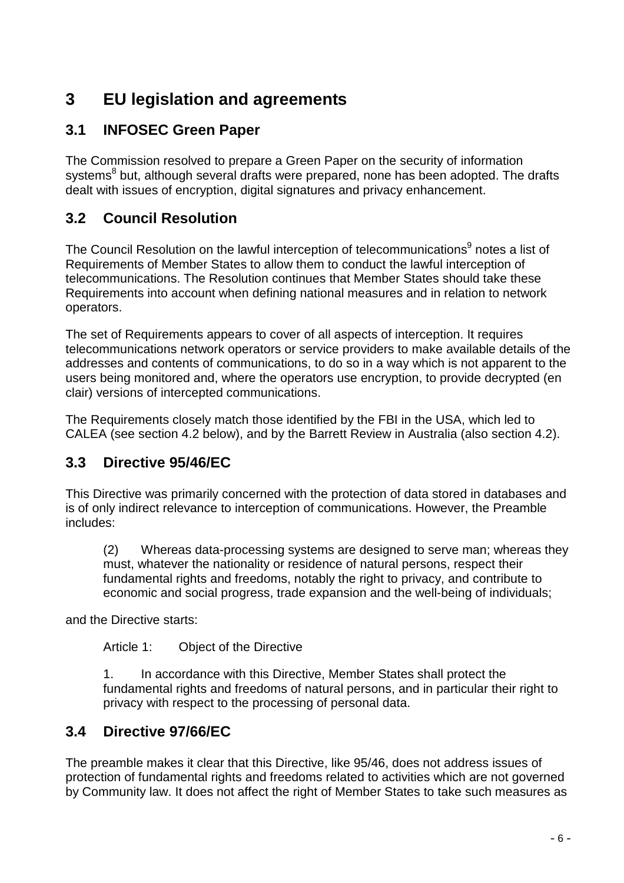# 3 EU legislation and agreements

## 3.1 INFOSEC Green Paper

The Commission resolved to prepare a Green Paper on the security of information systems[8] but, although several drafts were prepared, none has been adopted. The drafts dealt with issues of encryption, digital signatures and privacy enhancement.

## 3.2 Council Resolution

The Council Resolution on the lawful interception of telecommunications[9] notes a list of Requirements of Member States to allow them to conduct the lawful interception of telecommunications. The Resolution continues that Member States should take these Requirements into account when defining national measures and in relation to network operators.

The set of Requirements appears to cover of all aspects of interception. It requires telecommunications network operators or service providers to make available details of the addresses and contents of communications, to do so in a way which is not apparent to the users being monitored and, where the operators use encryption, to provide decrypted (en clair) versions of intercepted communications.

The Requirements closely match those identified by the FBI in the USA, which led to CALEA (see section 4.2 below), and by the Barrett Review in Australia (also section 4.2).

## 3.3 Directive 95/46/EC

This Directive was primarily concerned with the protection of data stored in databases and is of only indirect relevance to interception of communications. However, the Preamble includes:

> (2) Whereas data-processing systems are designed to serve man; whereas they must, whatever the nationality or residence of natural persons, respect their fundamental rights and freedoms, notably the right to privacy, and contribute to economic and social progress, trade expansion and the well-being of individuals;

and the Directive starts:

> Article 1: Object of the Directive
>
> 1. In accordance with this Directive, Member States shall protect the fundamental rights and freedoms of natural persons, and in particular their right to privacy with respect to the processing of personal data.

## 3.4 Directive 97/66/EC

The preamble makes it clear that this Directive, like 95/46, does not address issues of protection of fundamental rights and freedoms related to activities which are not governed by Community law. It does not affect the right of Member States to take such measures as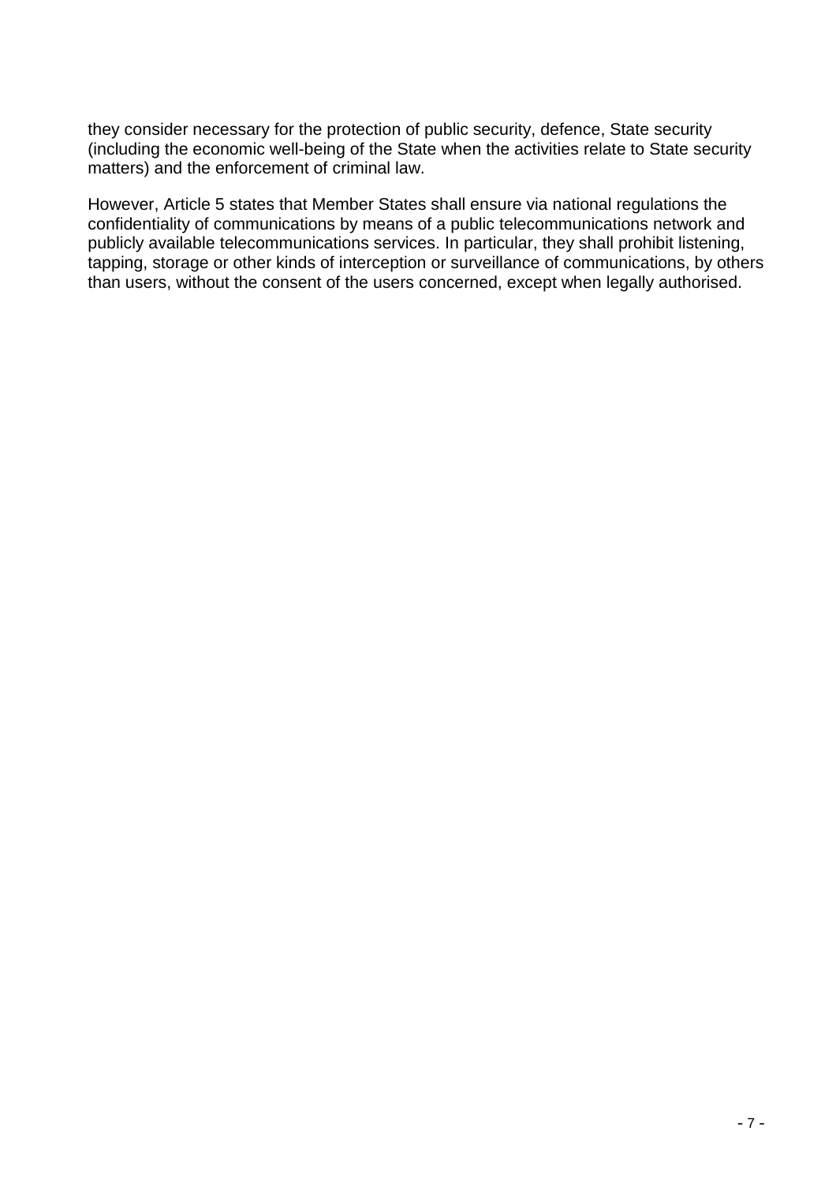they consider necessary for the protection of public security, defence, State security (including the economic well-being of the State when the activities relate to State security matters) and the enforcement of criminal law.

However, Article 5 states that Member States shall ensure via national regulations the confidentiality of communications by means of a public telecommunications network and publicly available telecommunications services. In particular, they shall prohibit listening, tapping, storage or other kinds of interception or surveillance of communications, by others than users, without the consent of the users concerned, except when legally authorised.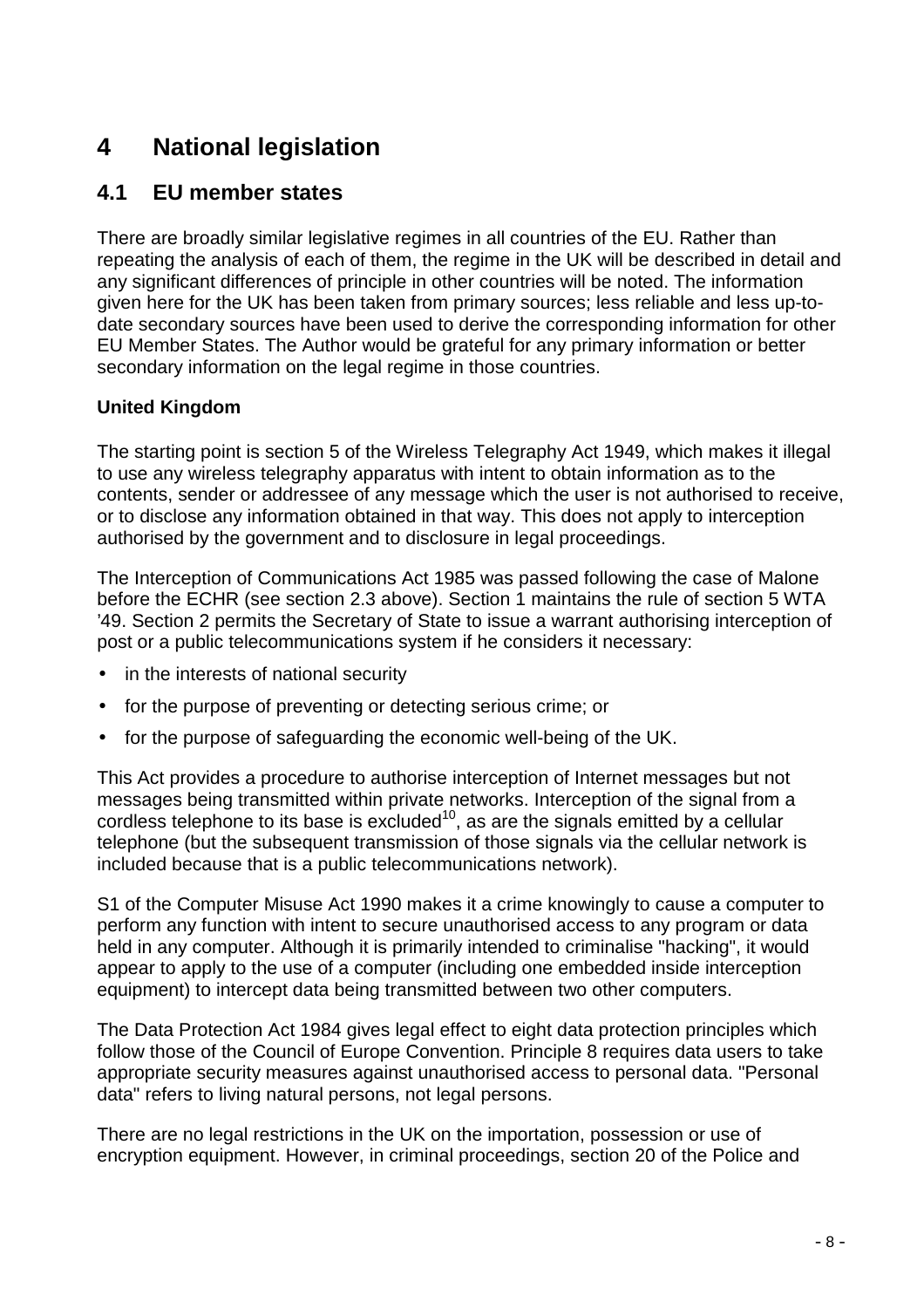# 4 National legislation

## 4.1 EU member states

There are broadly similar legislative regimes in all countries of the EU. Rather than repeating the analysis of each of them, the regime in the UK will be described in detail and any significant differences of principle in other countries will be noted. The information given here for the UK has been taken from primary sources; less reliable and less up-to-date secondary sources have been used to derive the corresponding information for other EU Member States. The Author would be grateful for any primary information or better secondary information on the legal regime in those countries.

**United Kingdom**

The starting point is section 5 of the Wireless Telegraphy Act 1949, which makes it illegal to use any wireless telegraphy apparatus with intent to obtain information as to the contents, sender or addressee of any message which the user is not authorised to receive, or to disclose any information obtained in that way. This does not apply to interception authorised by the government and to disclosure in legal proceedings.

The Interception of Communications Act 1985 was passed following the case of Malone before the ECHR (see section 2.3 above). Section 1 maintains the rule of section 5 WTA '49. Section 2 permits the Secretary of State to issue a warrant authorising interception of post or a public telecommunications system if he considers it necessary:

- in the interests of national security
- for the purpose of preventing or detecting serious crime; or
- for the purpose of safeguarding the economic well-being of the UK.

This Act provides a procedure to authorise interception of Internet messages but not messages being transmitted within private networks. Interception of the signal from a cordless telephone to its base is excluded[10], as are the signals emitted by a cellular telephone (but the subsequent transmission of those signals via the cellular network is included because that is a public telecommunications network).

S1 of the Computer Misuse Act 1990 makes it a crime knowingly to cause a computer to perform any function with intent to secure unauthorised access to any program or data held in any computer. Although it is primarily intended to criminalise "hacking", it would appear to apply to the use of a computer (including one embedded inside interception equipment) to intercept data being transmitted between two other computers.

The Data Protection Act 1984 gives legal effect to eight data protection principles which follow those of the Council of Europe Convention. Principle 8 requires data users to take appropriate security measures against unauthorised access to personal data. "Personal data" refers to living natural persons, not legal persons.

There are no legal restrictions in the UK on the importation, possession or use of encryption equipment. However, in criminal proceedings, section 20 of the Police and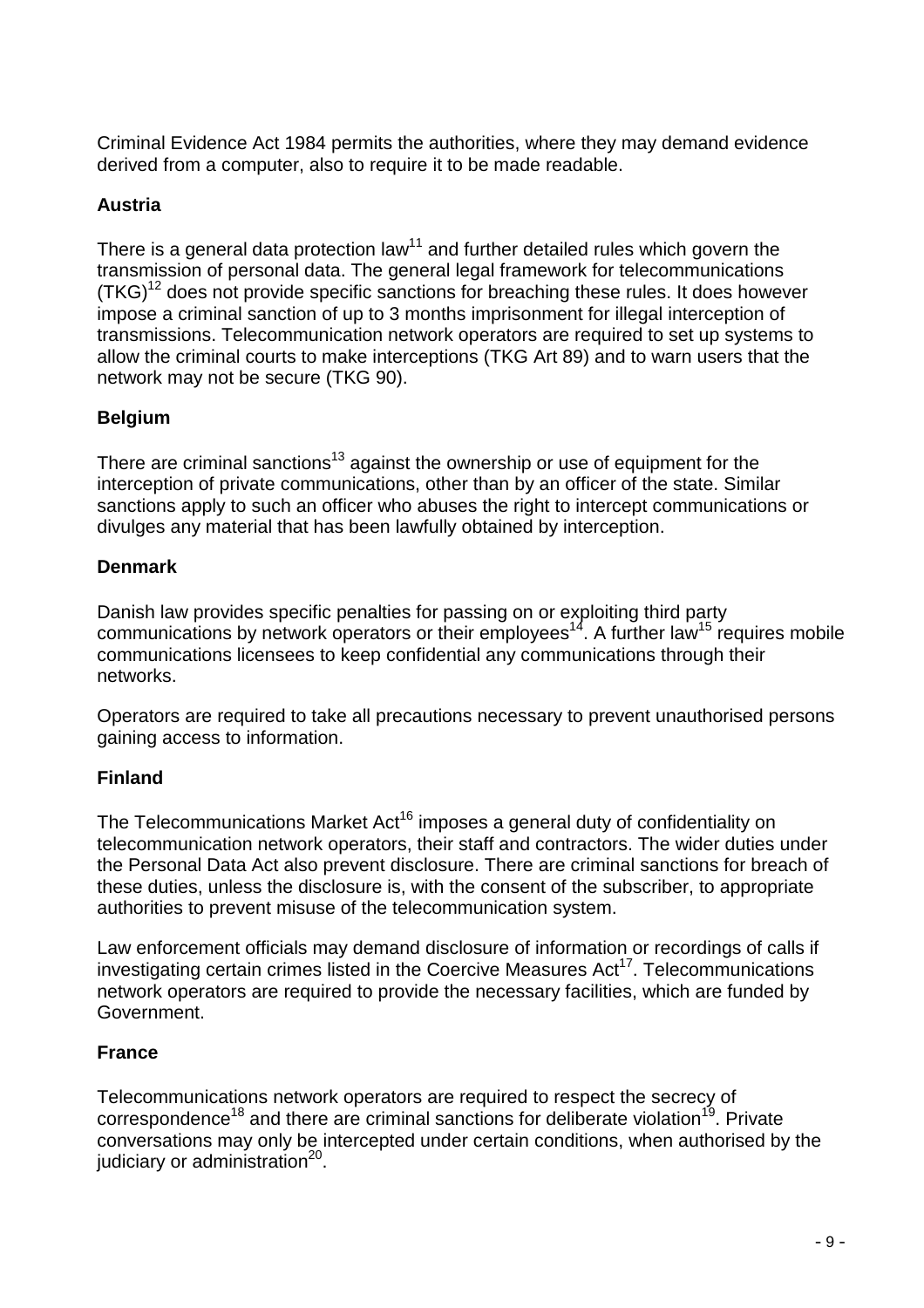Criminal Evidence Act 1984 permits the authorities, where they may demand evidence derived from a computer, also to require it to be made readable.

### Austria

There is a general data protection law[11] and further detailed rules which govern the transmission of personal data. The general legal framework for telecommunications (TKG)[12] does not provide specific sanctions for breaching these rules. It does however impose a criminal sanction of up to 3 months imprisonment for illegal interception of transmissions. Telecommunication network operators are required to set up systems to allow the criminal courts to make interceptions (TKG Art 89) and to warn users that the network may not be secure (TKG 90).

### Belgium

There are criminal sanctions[13] against the ownership or use of equipment for the interception of private communications, other than by an officer of the state. Similar sanctions apply to such an officer who abuses the right to intercept communications or divulges any material that has been lawfully obtained by interception.

### Denmark

Danish law provides specific penalties for passing on or exploiting third party communications by network operators or their employees[14]. A further law[15] requires mobile communications licensees to keep confidential any communications through their networks.

Operators are required to take all precautions necessary to prevent unauthorised persons gaining access to information.

### Finland

The Telecommunications Market Act[16] imposes a general duty of confidentiality on telecommunication network operators, their staff and contractors. The wider duties under the Personal Data Act also prevent disclosure. There are criminal sanctions for breach of these duties, unless the disclosure is, with the consent of the subscriber, to appropriate authorities to prevent misuse of the telecommunication system.

Law enforcement officials may demand disclosure of information or recordings of calls if investigating certain crimes listed in the Coercive Measures Act[17]. Telecommunications network operators are required to provide the necessary facilities, which are funded by Government.

### France

Telecommunications network operators are required to respect the secrecy of correspondence[18] and there are criminal sanctions for deliberate violation[19]. Private conversations may only be intercepted under certain conditions, when authorised by the judiciary or administration[20].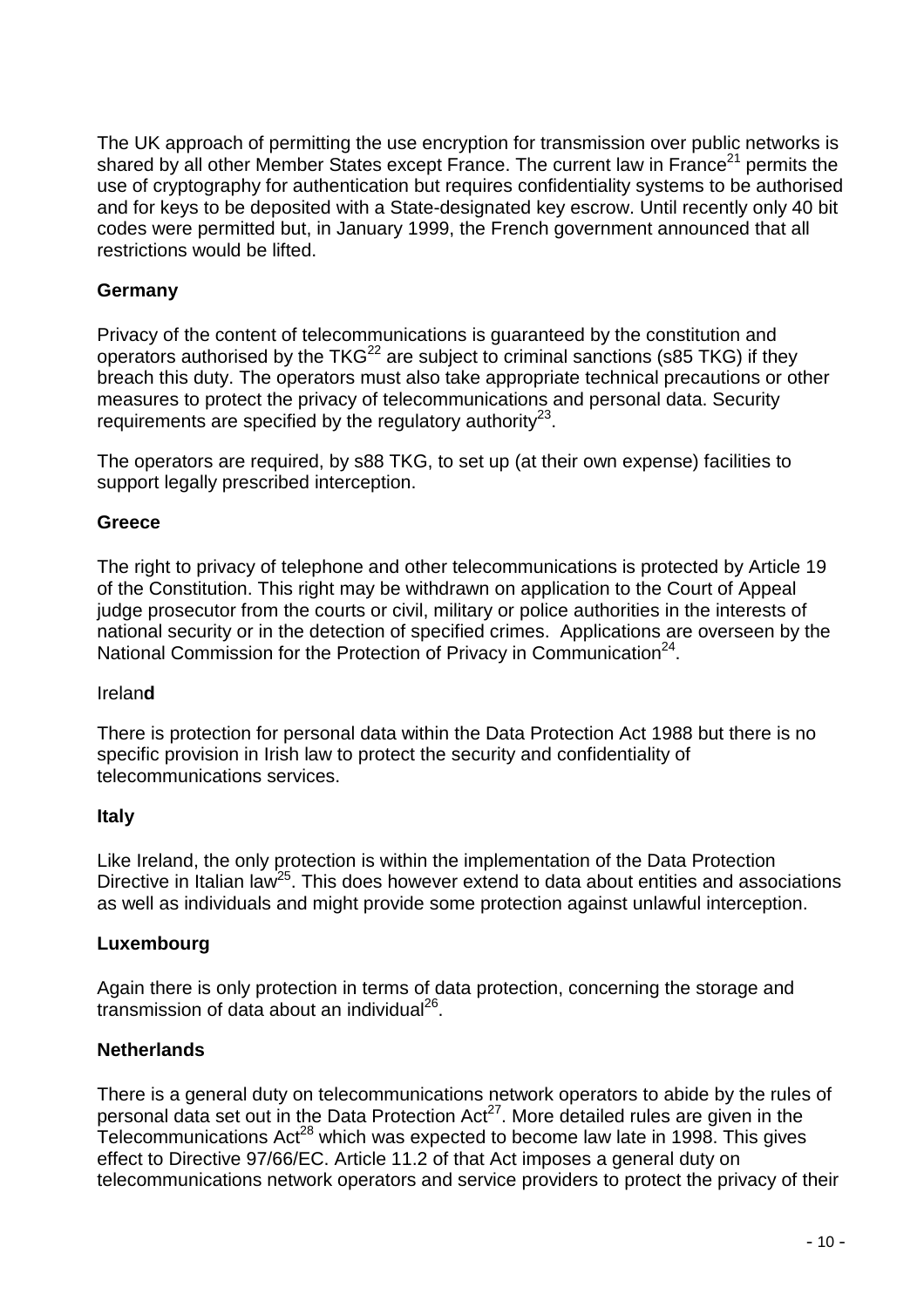The UK approach of permitting the use encryption for transmission over public networks is shared by all other Member States except France. The current law in France[21] permits the use of cryptography for authentication but requires confidentiality systems to be authorised and for keys to be deposited with a State-designated key escrow. Until recently only 40 bit codes were permitted but, in January 1999, the French government announced that all restrictions would be lifted.

**Germany**

Privacy of the content of telecommunications is guaranteed by the constitution and operators authorised by the TKG[22] are subject to criminal sanctions (s85 TKG) if they breach this duty. The operators must also take appropriate technical precautions or other measures to protect the privacy of telecommunications and personal data. Security requirements are specified by the regulatory authority[23].

The operators are required, by s88 TKG, to set up (at their own expense) facilities to support legally prescribed interception.

**Greece**

The right to privacy of telephone and other telecommunications is protected by Article 19 of the Constitution. This right may be withdrawn on application to the Court of Appeal judge prosecutor from the courts or civil, military or police authorities in the interests of national security or in the detection of specified crimes. Applications are overseen by the National Commission for the Protection of Privacy in Communication[24].

Ireland

There is protection for personal data within the Data Protection Act 1988 but there is no specific provision in Irish law to protect the security and confidentiality of telecommunications services.

**Italy**

Like Ireland, the only protection is within the implementation of the Data Protection Directive in Italian law[25]. This does however extend to data about entities and associations as well as individuals and might provide some protection against unlawful interception.

**Luxembourg**

Again there is only protection in terms of data protection, concerning the storage and transmission of data about an individual[26].

**Netherlands**

There is a general duty on telecommunications network operators to abide by the rules of personal data set out in the Data Protection Act[27]. More detailed rules are given in the Telecommunications Act[28] which was expected to become law late in 1998. This gives effect to Directive 97/66/EC. Article 11.2 of that Act imposes a general duty on telecommunications network operators and service providers to protect the privacy of their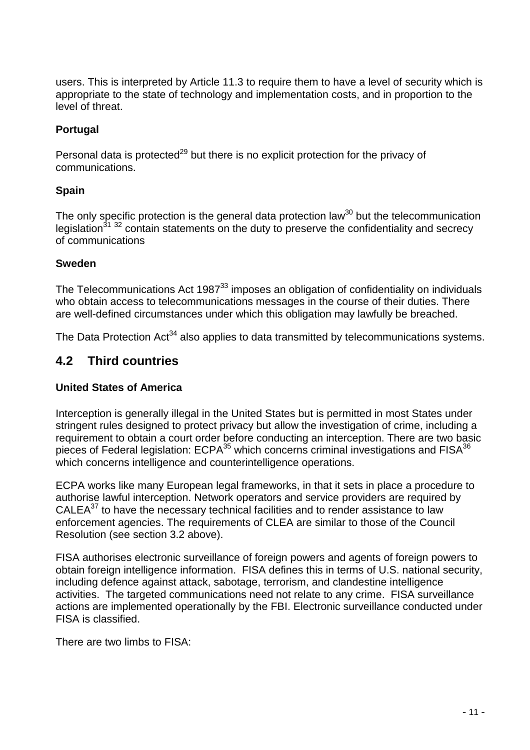users. This is interpreted by Article 11.3 to require them to have a level of security which is appropriate to the state of technology and implementation costs, and in proportion to the level of threat.

**Portugal**

Personal data is protected[29] but there is no explicit protection for the privacy of communications.

**Spain**

The only specific protection is the general data protection law[30] but the telecommunication legislation[31] [32] contain statements on the duty to preserve the confidentiality and secrecy of communications

**Sweden**

The Telecommunications Act 1987[33] imposes an obligation of confidentiality on individuals who obtain access to telecommunications messages in the course of their duties. There are well-defined circumstances under which this obligation may lawfully be breached.

The Data Protection Act[34] also applies to data transmitted by telecommunications systems.

## 4.2 Third countries

**United States of America**

Interception is generally illegal in the United States but is permitted in most States under stringent rules designed to protect privacy but allow the investigation of crime, including a requirement to obtain a court order before conducting an interception. There are two basic pieces of Federal legislation: ECPA[35] which concerns criminal investigations and FISA[36] which concerns intelligence and counterintelligence operations.

ECPA works like many European legal frameworks, in that it sets in place a procedure to authorise lawful interception. Network operators and service providers are required by CALEA[37] to have the necessary technical facilities and to render assistance to law enforcement agencies. The requirements of CLEA are similar to those of the Council Resolution (see section 3.2 above).

FISA authorises electronic surveillance of foreign powers and agents of foreign powers to obtain foreign intelligence information. FISA defines this in terms of U.S. national security, including defence against attack, sabotage, terrorism, and clandestine intelligence activities. The targeted communications need not relate to any crime. FISA surveillance actions are implemented operationally by the FBI. Electronic surveillance conducted under FISA is classified.

There are two limbs to FISA: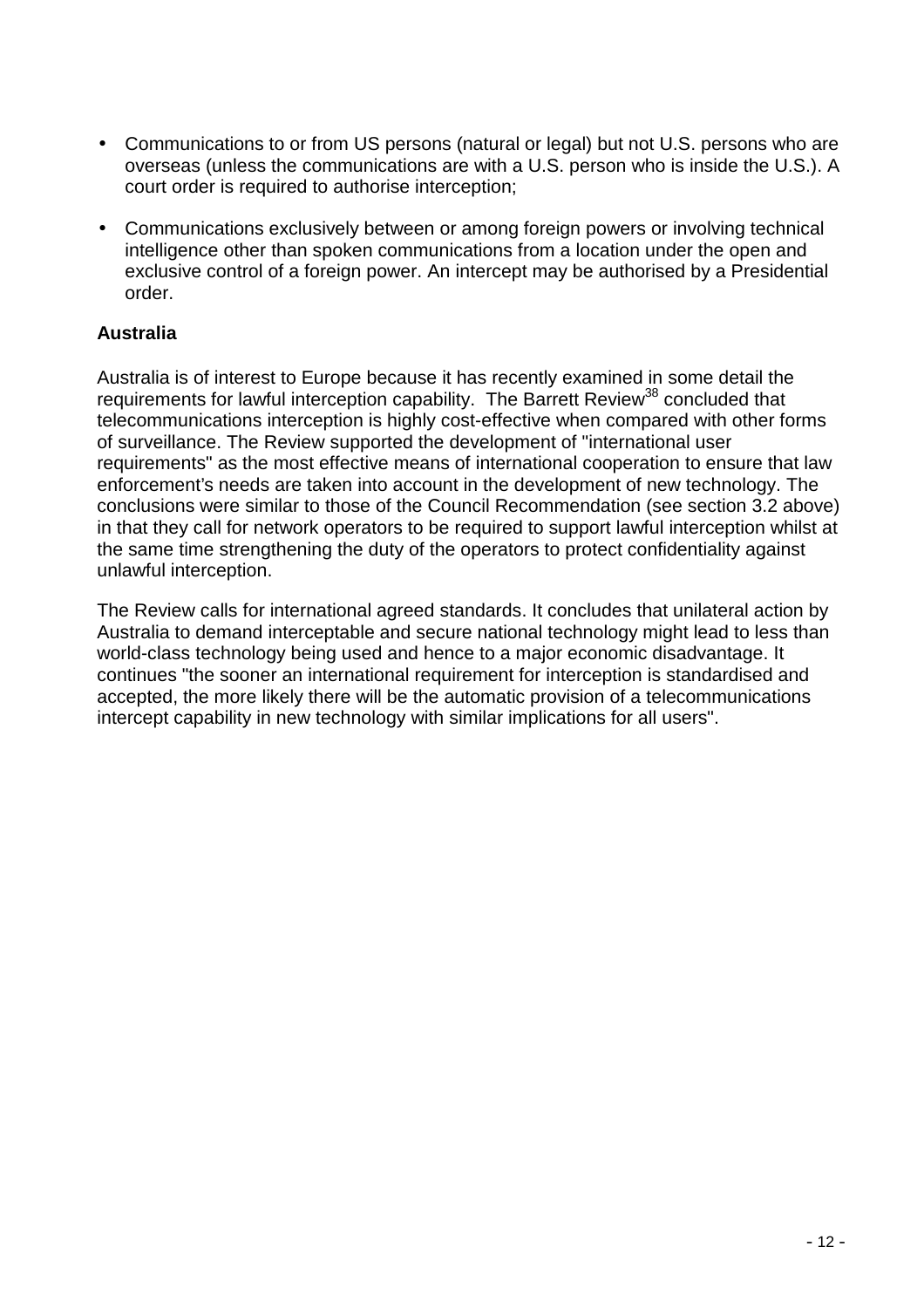- Communications to or from US persons (natural or legal) but not U.S. persons who are overseas (unless the communications are with a U.S. person who is inside the U.S.). A court order is required to authorise interception;

- Communications exclusively between or among foreign powers or involving technical intelligence other than spoken communications from a location under the open and exclusive control of a foreign power. An intercept may be authorised by a Presidential order.

**Australia**

Australia is of interest to Europe because it has recently examined in some detail the requirements for lawful interception capability. The Barrett Review[38] concluded that telecommunications interception is highly cost-effective when compared with other forms of surveillance. The Review supported the development of "international user requirements" as the most effective means of international cooperation to ensure that law enforcement's needs are taken into account in the development of new technology. The conclusions were similar to those of the Council Recommendation (see section 3.2 above) in that they call for network operators to be required to support lawful interception whilst at the same time strengthening the duty of the operators to protect confidentiality against unlawful interception.

The Review calls for international agreed standards. It concludes that unilateral action by Australia to demand interceptable and secure national technology might lead to less than world-class technology being used and hence to a major economic disadvantage. It continues "the sooner an international requirement for interception is standardised and accepted, the more likely there will be the automatic provision of a telecommunications intercept capability in new technology with similar implications for all users".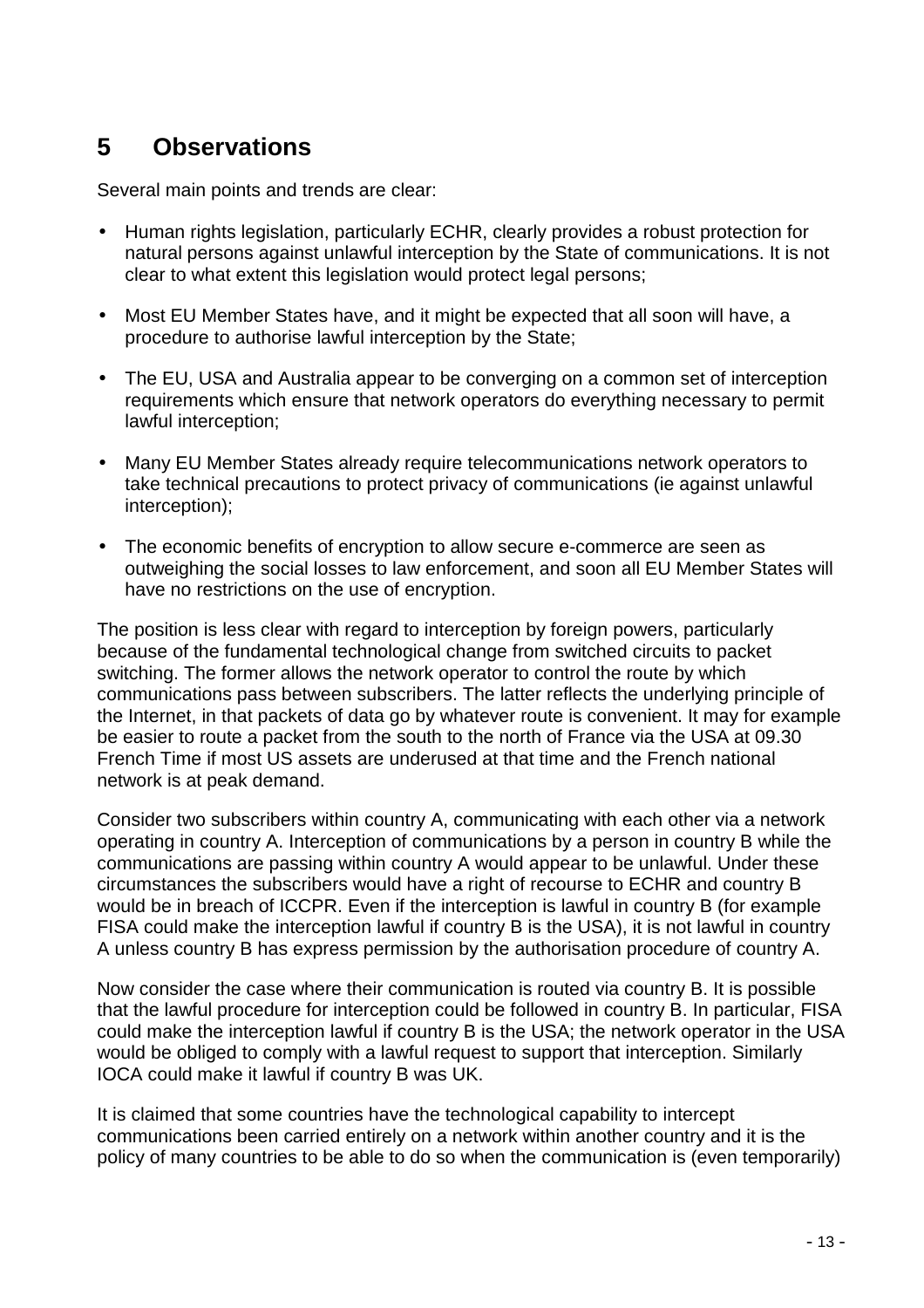## 5 Observations

Several main points and trends are clear:

- Human rights legislation, particularly ECHR, clearly provides a robust protection for natural persons against unlawful interception by the State of communications. It is not clear to what extent this legislation would protect legal persons;
- Most EU Member States have, and it might be expected that all soon will have, a procedure to authorise lawful interception by the State;
- The EU, USA and Australia appear to be converging on a common set of interception requirements which ensure that network operators do everything necessary to permit lawful interception;
- Many EU Member States already require telecommunications network operators to take technical precautions to protect privacy of communications (ie against unlawful interception);
- The economic benefits of encryption to allow secure e-commerce are seen as outweighing the social losses to law enforcement, and soon all EU Member States will have no restrictions on the use of encryption.

The position is less clear with regard to interception by foreign powers, particularly because of the fundamental technological change from switched circuits to packet switching. The former allows the network operator to control the route by which communications pass between subscribers. The latter reflects the underlying principle of the Internet, in that packets of data go by whatever route is convenient. It may for example be easier to route a packet from the south to the north of France via the USA at 09.30 French Time if most US assets are underused at that time and the French national network is at peak demand.

Consider two subscribers within country A, communicating with each other via a network operating in country A. Interception of communications by a person in country B while the communications are passing within country A would appear to be unlawful. Under these circumstances the subscribers would have a right of recourse to ECHR and country B would be in breach of ICCPR. Even if the interception is lawful in country B (for example FISA could make the interception lawful if country B is the USA), it is not lawful in country A unless country B has express permission by the authorisation procedure of country A.

Now consider the case where their communication is routed via country B. It is possible that the lawful procedure for interception could be followed in country B. In particular, FISA could make the interception lawful if country B is the USA; the network operator in the USA would be obliged to comply with a lawful request to support that interception. Similarly IOCA could make it lawful if country B was UK.

It is claimed that some countries have the technological capability to intercept communications been carried entirely on a network within another country and it is the policy of many countries to be able to do so when the communication is (even temporarily)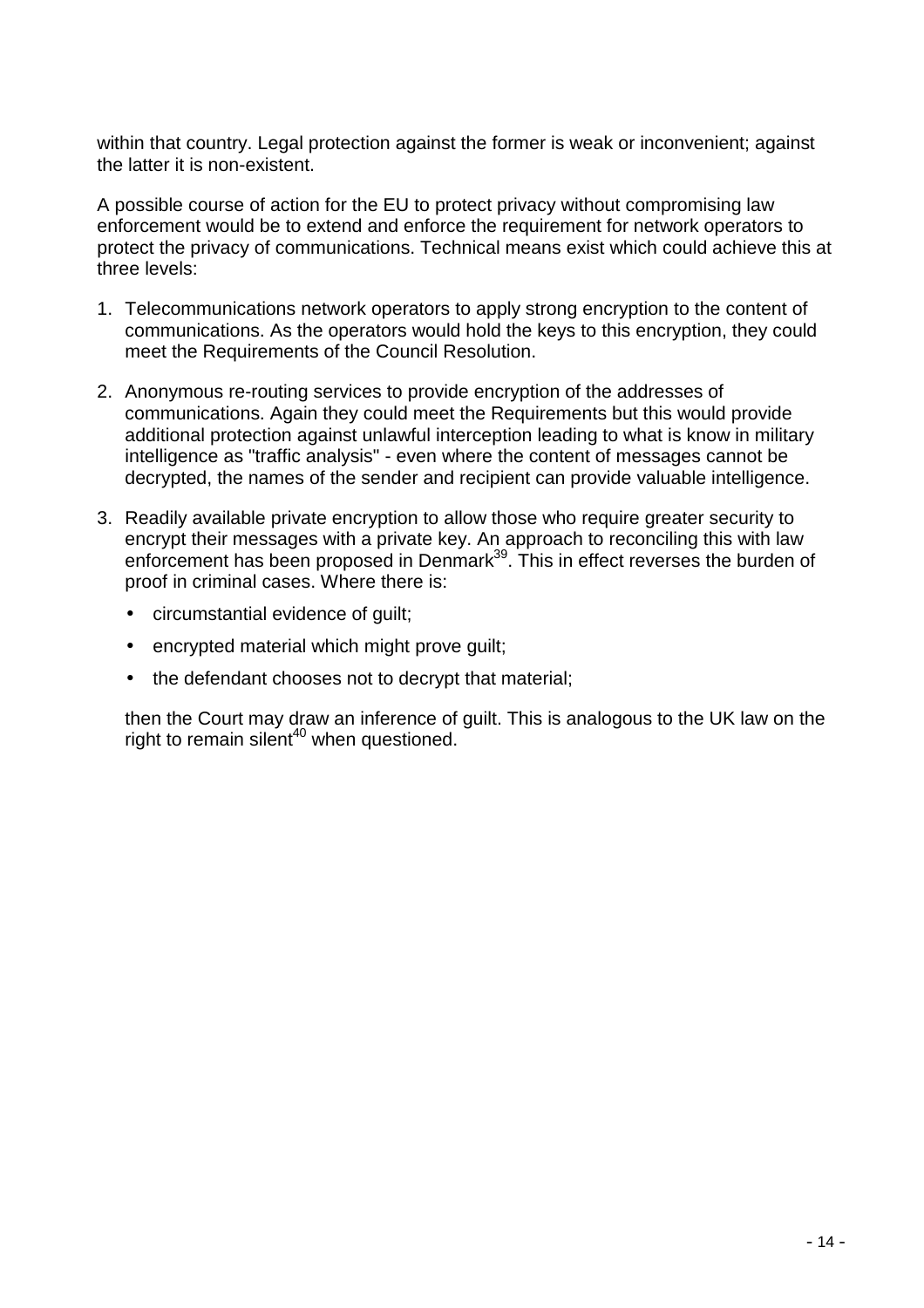within that country. Legal protection against the former is weak or inconvenient; against the latter it is non-existent.

A possible course of action for the EU to protect privacy without compromising law enforcement would be to extend and enforce the requirement for network operators to protect the privacy of communications. Technical means exist which could achieve this at three levels:

1. Telecommunications network operators to apply strong encryption to the content of communications. As the operators would hold the keys to this encryption, they could meet the Requirements of the Council Resolution.

2. Anonymous re-routing services to provide encryption of the addresses of communications. Again they could meet the Requirements but this would provide additional protection against unlawful interception leading to what is know in military intelligence as "traffic analysis" - even where the content of messages cannot be decrypted, the names of the sender and recipient can provide valuable intelligence.

3. Readily available private encryption to allow those who require greater security to encrypt their messages with a private key. An approach to reconciling this with law enforcement has been proposed in Denmark[39]. This in effect reverses the burden of proof in criminal cases. Where there is:

   - circumstantial evidence of guilt;
   - encrypted material which might prove guilt;
   - the defendant chooses not to decrypt that material;

   then the Court may draw an inference of guilt. This is analogous to the UK law on the right to remain silent[40] when questioned.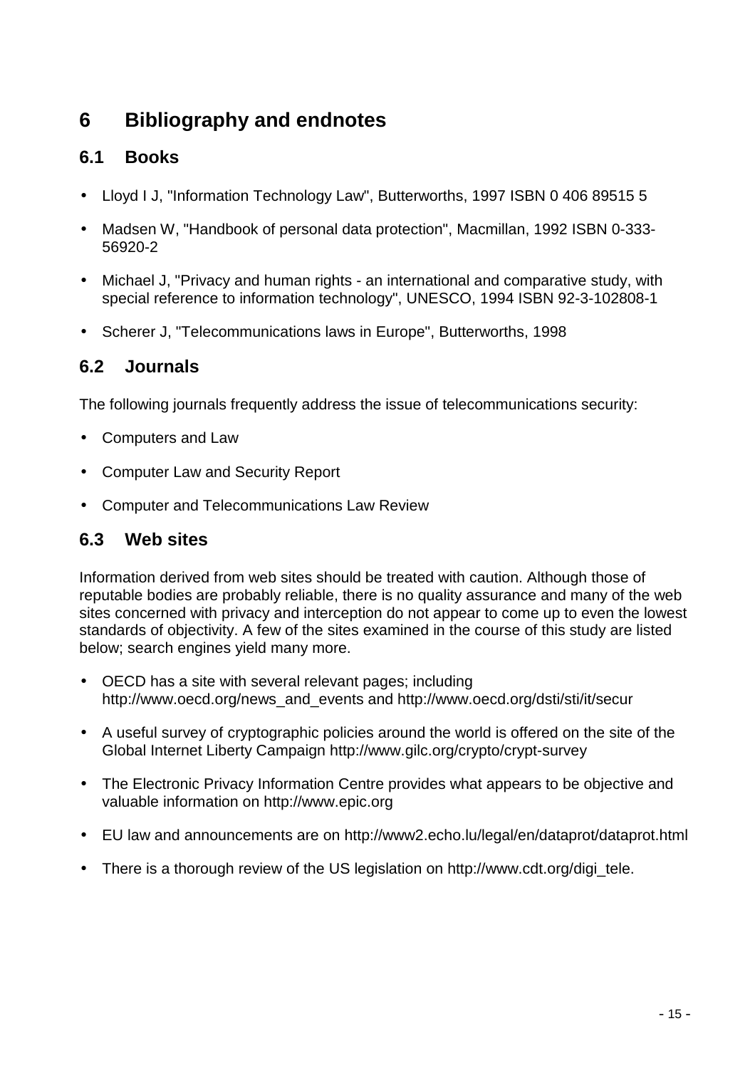# 6 Bibliography and endnotes

## 6.1 Books

- Lloyd I J, "Information Technology Law", Butterworths, 1997 ISBN 0 406 89515 5
- Madsen W, "Handbook of personal data protection", Macmillan, 1992 ISBN 0-333-56920-2
- Michael J, "Privacy and human rights - an international and comparative study, with special reference to information technology", UNESCO, 1994 ISBN 92-3-102808-1
- Scherer J, "Telecommunications laws in Europe", Butterworths, 1998

## 6.2 Journals

The following journals frequently address the issue of telecommunications security:

- Computers and Law
- Computer Law and Security Report
- Computer and Telecommunications Law Review

## 6.3 Web sites

Information derived from web sites should be treated with caution. Although those of reputable bodies are probably reliable, there is no quality assurance and many of the web sites concerned with privacy and interception do not appear to come up to even the lowest standards of objectivity. A few of the sites examined in the course of this study are listed below; search engines yield many more.

- OECD has a site with several relevant pages; including http://www.oecd.org/news_and_events and http://www.oecd.org/dsti/sti/it/secur
- A useful survey of cryptographic policies around the world is offered on the site of the Global Internet Liberty Campaign http://www.gilc.org/crypto/crypt-survey
- The Electronic Privacy Information Centre provides what appears to be objective and valuable information on http://www.epic.org
- EU law and announcements are on http://www2.echo.lu/legal/en/dataprot/dataprot.html
- There is a thorough review of the US legislation on http://www.cdt.org/digi_tele.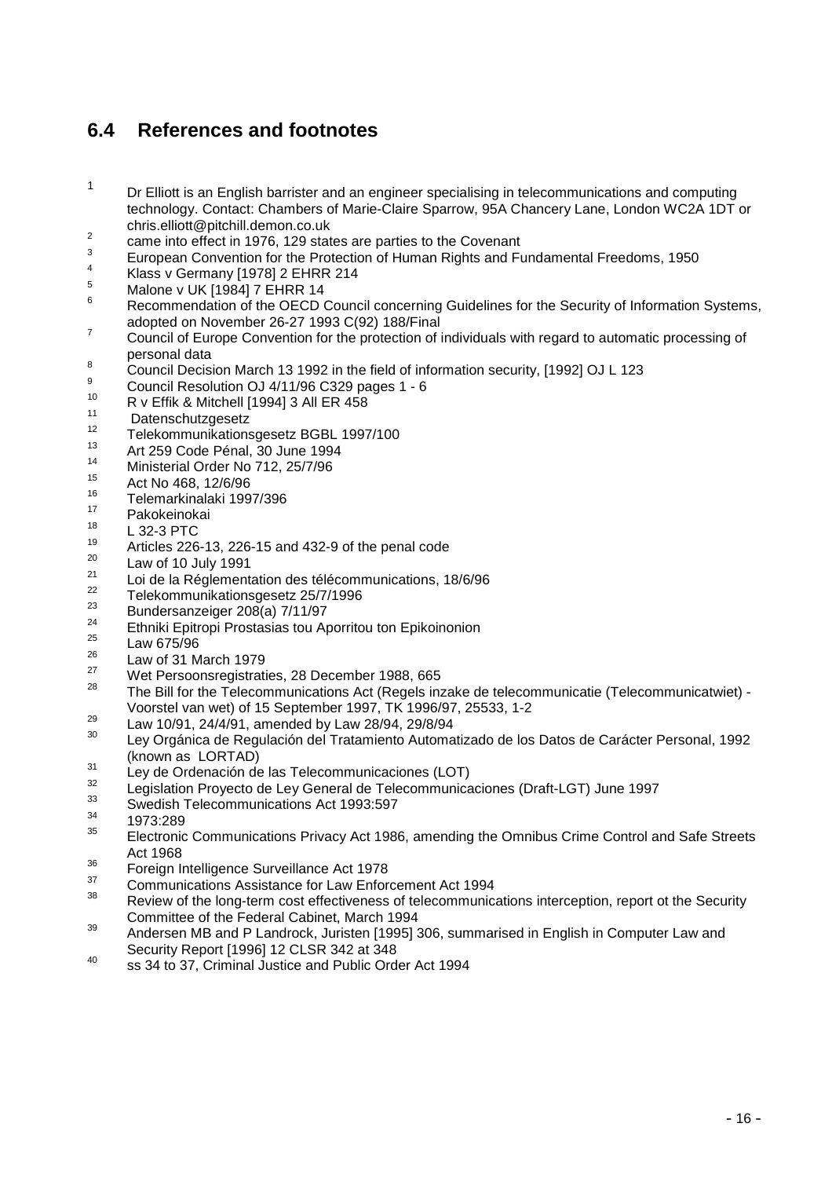## 6.4 References and footnotes

[1] Dr Elliott is an English barrister and an engineer specialising in telecommunications and computing technology. Contact: Chambers of Marie-Claire Sparrow, 95A Chancery Lane, London WC2A 1DT or chris.elliott@pitchill.demon.co.uk

[2] came into effect in 1976, 129 states are parties to the Covenant

[3] European Convention for the Protection of Human Rights and Fundamental Freedoms, 1950

[4] Klass v Germany [1978] 2 EHRR 214

[5] Malone v UK [1984] 7 EHRR 14

[6] Recommendation of the OECD Council concerning Guidelines for the Security of Information Systems, adopted on November 26-27 1993 C(92) 188/Final

[7] Council of Europe Convention for the protection of individuals with regard to automatic processing of personal data

[8] Council Decision March 13 1992 in the field of information security, [1992] OJ L 123

[9] Council Resolution OJ 4/11/96 C329 pages 1 - 6

[10] R v Effik & Mitchell [1994] 3 All ER 458

[11] Datenschutzgesetz

[12] Telekommunikationsgesetz BGBL 1997/100

[13] Art 259 Code Pénal, 30 June 1994

[14] Ministerial Order No 712, 25/7/96

[15] Act No 468, 12/6/96

[16] Telemarkinalaki 1997/396

[17] Pakokeinokai

[18] L 32-3 PTC

[19] Articles 226-13, 226-15 and 432-9 of the penal code

[20] Law of 10 July 1991

[21] Loi de la Réglementation des télécommunications, 18/6/96

[22] Telekommunikationsgesetz 25/7/1996

[23] Bundersanzeiger 208(a) 7/11/97

[24] Ethniki Epitropi Prostasias tou Aporritou ton Epikoinonion

[25] Law 675/96

[26] Law of 31 March 1979

[27] Wet Persoonsregistraties, 28 December 1988, 665

[28] The Bill for the Telecommunications Act (Regels inzake de telecommunicatie (Telecommunicatwiet) - Voorstel van wet) of 15 September 1997, TK 1996/97, 25533, 1-2

[29] Law 10/91, 24/4/91, amended by Law 28/94, 29/8/94

[30] Ley Orgánica de Regulación del Tratamiento Automatizado de los Datos de Carácter Personal, 1992 (known as LORTAD)

[31] Ley de Ordenación de las Telecommunicaciones (LOT)

[32] Legislation Proyecto de Ley General de Telecommunicaciones (Draft-LGT) June 1997

[33] Swedish Telecommunications Act 1993:597

[34] 1973:289

[35] Electronic Communications Privacy Act 1986, amending the Omnibus Crime Control and Safe Streets Act 1968

[36] Foreign Intelligence Surveillance Act 1978

[37] Communications Assistance for Law Enforcement Act 1994

[38] Review of the long-term cost effectiveness of telecommunications interception, report ot the Security Committee of the Federal Cabinet, March 1994

[39] Andersen MB and P Landrock, Juristen [1995] 306, summarised in English in Computer Law and Security Report [1996] 12 CLSR 342 at 348

[40] ss 34 to 37, Criminal Justice and Public Order Act 1994